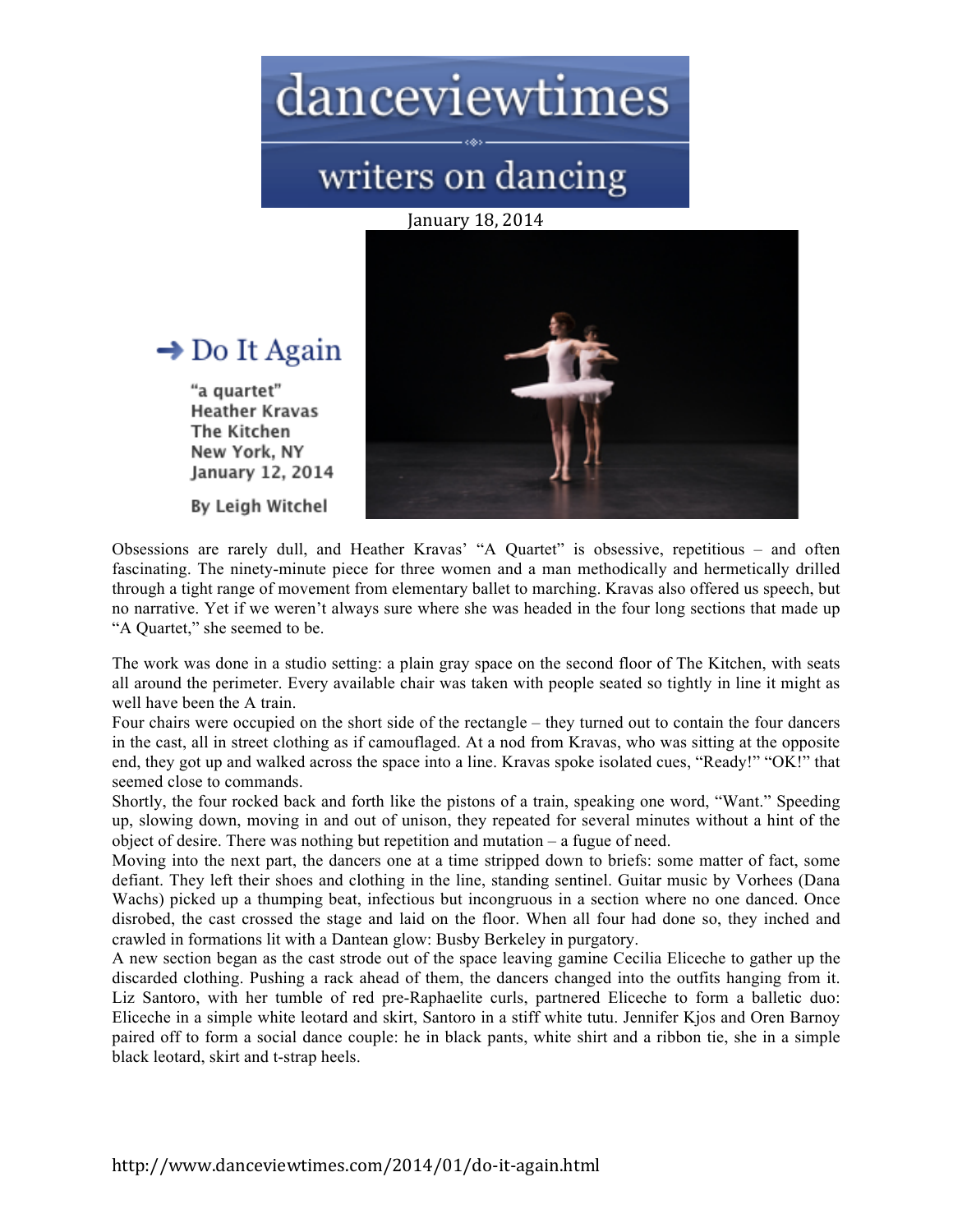# danceviewtimes

## writers on dancing

January 18, 2014

## → Do It Again

**"a quartet"**
**Heather Kravas**
**The Kitchen**
**New York, NY**
**January 12, 2014**

**By Leigh Witchel**

Obsessions are rarely dull, and Heather Kravas' "A Quartet" is obsessive, repetitious – and often fascinating. The ninety-minute piece for three women and a man methodically and hermetically drilled through a tight range of movement from elementary ballet to marching. Kravas also offered us speech, but no narrative. Yet if we weren't always sure where she was headed in the four long sections that made up "A Quartet," she seemed to be.

The work was done in a studio setting: a plain gray space on the second floor of The Kitchen, with seats all around the perimeter. Every available chair was taken with people seated so tightly in line it might as well have been the A train.

Four chairs were occupied on the short side of the rectangle – they turned out to contain the four dancers in the cast, all in street clothing as if camouflaged. At a nod from Kravas, who was sitting at the opposite end, they got up and walked across the space into a line. Kravas spoke isolated cues, "Ready!" "OK!" that seemed close to commands.

Shortly, the four rocked back and forth like the pistons of a train, speaking one word, "Want." Speeding up, slowing down, moving in and out of unison, they repeated for several minutes without a hint of the object of desire. There was nothing but repetition and mutation – a fugue of need.

Moving into the next part, the dancers one at a time stripped down to briefs: some matter of fact, some defiant. They left their shoes and clothing in the line, standing sentinel. Guitar music by Vorhees (Dana Wachs) picked up a thumping beat, infectious but incongruous in a section where no one danced. Once disrobed, the cast crossed the stage and laid on the floor. When all four had done so, they inched and crawled in formations lit with a Dantean glow: Busby Berkeley in purgatory.

A new section began as the cast strode out of the space leaving gamine Cecilia Eliceche to gather up the discarded clothing. Pushing a rack ahead of them, the dancers changed into the outfits hanging from it. Liz Santoro, with her tumble of red pre-Raphaelite curls, partnered Eliceche to form a balletic duo: Eliceche in a simple white leotard and skirt, Santoro in a stiff white tutu. Jennifer Kjos and Oren Barnoy paired off to form a social dance couple: he in black pants, white shirt and a ribbon tie, she in a simple black leotard, skirt and t-strap heels.

http://www.danceviewtimes.com/2014/01/do-it-again.html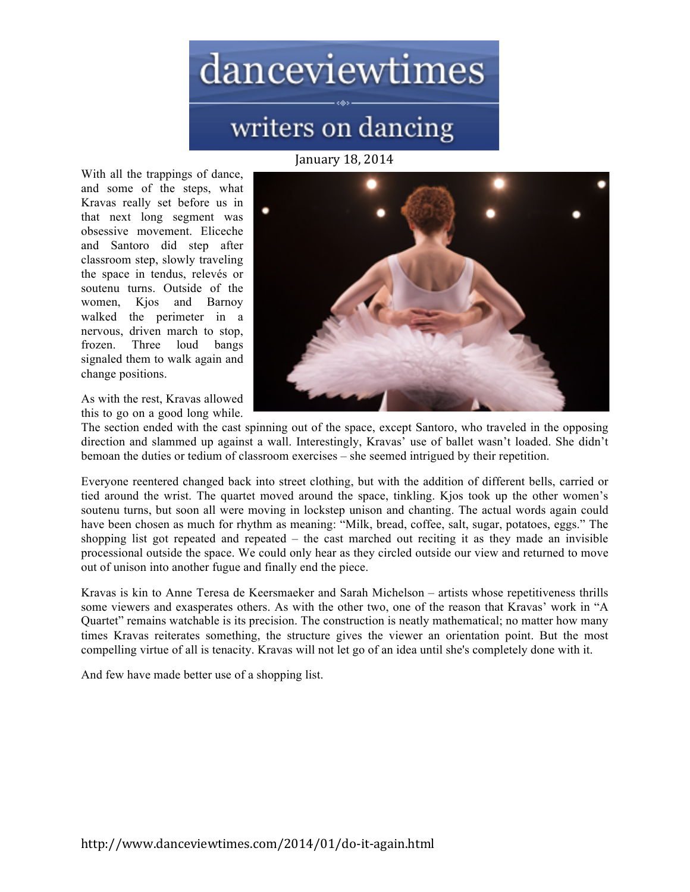# danceviewtimes

## writers on dancing

January 18, 2014

With all the trappings of dance, and some of the steps, what Kravas really set before us in that next long segment was obsessive movement. Eliceche and Santoro did step after classroom step, slowly traveling the space in tendus, relevés or soutenu turns. Outside of the women, Kjos and Barnoy walked the perimeter in a nervous, driven march to stop, frozen. Three loud bangs signaled them to walk again and change positions.

As with the rest, Kravas allowed this to go on a good long while. The section ended with the cast spinning out of the space, except Santoro, who traveled in the opposing direction and slammed up against a wall. Interestingly, Kravas' use of ballet wasn't loaded. She didn't bemoan the duties or tedium of classroom exercises – she seemed intrigued by their repetition.

Everyone reentered changed back into street clothing, but with the addition of different bells, carried or tied around the wrist. The quartet moved around the space, tinkling. Kjos took up the other women's soutenu turns, but soon all were moving in lockstep unison and chanting. The actual words again could have been chosen as much for rhythm as meaning: "Milk, bread, coffee, salt, sugar, potatoes, eggs." The shopping list got repeated and repeated – the cast marched out reciting it as they made an invisible processional outside the space. We could only hear as they circled outside our view and returned to move out of unison into another fugue and finally end the piece.

Kravas is kin to Anne Teresa de Keersmaeker and Sarah Michelson – artists whose repetitiveness thrills some viewers and exasperates others. As with the other two, one of the reason that Kravas' work in "A Quartet" remains watchable is its precision. The construction is neatly mathematical; no matter how many times Kravas reiterates something, the structure gives the viewer an orientation point. But the most compelling virtue of all is tenacity. Kravas will not let go of an idea until she's completely done with it.

And few have made better use of a shopping list.

http://www.danceviewtimes.com/2014/01/do-it-again.html